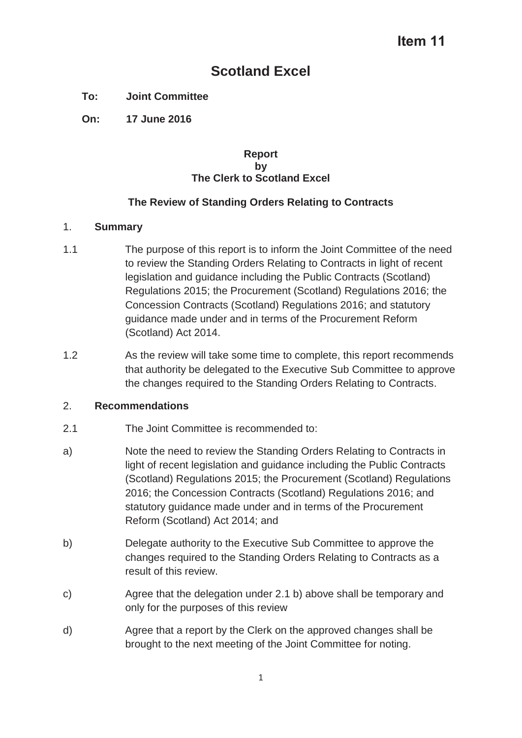**Item 11**

# Scotland Excel

**To:** **Joint Committee**

**On:** **17 June 2016**

**Report**
**by**
**The Clerk to Scotland Excel**

**The Review of Standing Orders Relating to Contracts**

## 1. Summary

1.1 The purpose of this report is to inform the Joint Committee of the need to review the Standing Orders Relating to Contracts in light of recent legislation and guidance including the Public Contracts (Scotland) Regulations 2015; the Procurement (Scotland) Regulations 2016; the Concession Contracts (Scotland) Regulations 2016; and statutory guidance made under and in terms of the Procurement Reform (Scotland) Act 2014.

1.2 As the review will take some time to complete, this report recommends that authority be delegated to the Executive Sub Committee to approve the changes required to the Standing Orders Relating to Contracts.

## 2. Recommendations

2.1 The Joint Committee is recommended to:

a) Note the need to review the Standing Orders Relating to Contracts in light of recent legislation and guidance including the Public Contracts (Scotland) Regulations 2015; the Procurement (Scotland) Regulations 2016; the Concession Contracts (Scotland) Regulations 2016; and statutory guidance made under and in terms of the Procurement Reform (Scotland) Act 2014; and

b) Delegate authority to the Executive Sub Committee to approve the changes required to the Standing Orders Relating to Contracts as a result of this review.

c) Agree that the delegation under 2.1 b) above shall be temporary and only for the purposes of this review

d) Agree that a report by the Clerk on the approved changes shall be brought to the next meeting of the Joint Committee for noting.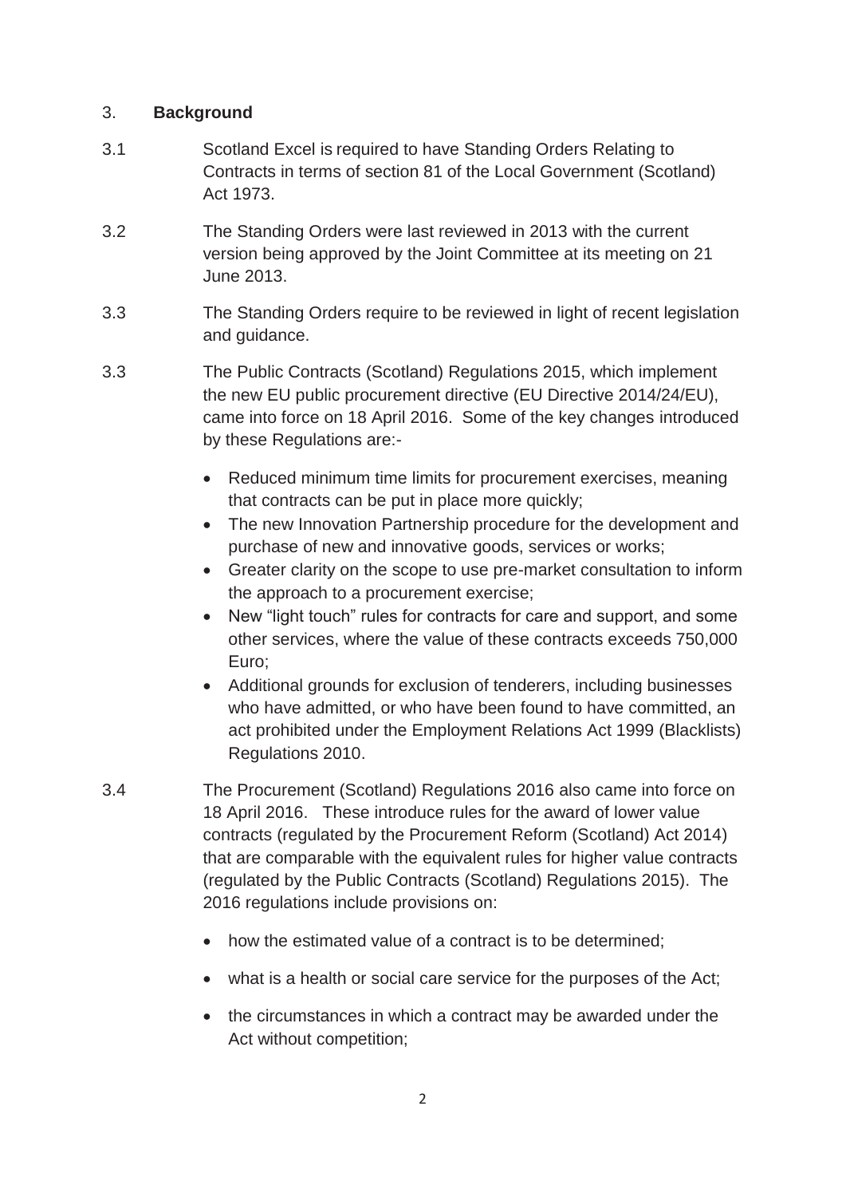## 3. Background

3.1 Scotland Excel is required to have Standing Orders Relating to Contracts in terms of section 81 of the Local Government (Scotland) Act 1973.

3.2 The Standing Orders were last reviewed in 2013 with the current version being approved by the Joint Committee at its meeting on 21 June 2013.

3.3 The Standing Orders require to be reviewed in light of recent legislation and guidance.

3.3 The Public Contracts (Scotland) Regulations 2015, which implement the new EU public procurement directive (EU Directive 2014/24/EU), came into force on 18 April 2016. Some of the key changes introduced by these Regulations are:-

- Reduced minimum time limits for procurement exercises, meaning that contracts can be put in place more quickly;
- The new Innovation Partnership procedure for the development and purchase of new and innovative goods, services or works;
- Greater clarity on the scope to use pre-market consultation to inform the approach to a procurement exercise;
- New "light touch" rules for contracts for care and support, and some other services, where the value of these contracts exceeds 750,000 Euro;
- Additional grounds for exclusion of tenderers, including businesses who have admitted, or who have been found to have committed, an act prohibited under the Employment Relations Act 1999 (Blacklists) Regulations 2010.

3.4 The Procurement (Scotland) Regulations 2016 also came into force on 18 April 2016. These introduce rules for the award of lower value contracts (regulated by the Procurement Reform (Scotland) Act 2014) that are comparable with the equivalent rules for higher value contracts (regulated by the Public Contracts (Scotland) Regulations 2015). The 2016 regulations include provisions on:

- how the estimated value of a contract is to be determined;
- what is a health or social care service for the purposes of the Act;
- the circumstances in which a contract may be awarded under the Act without competition;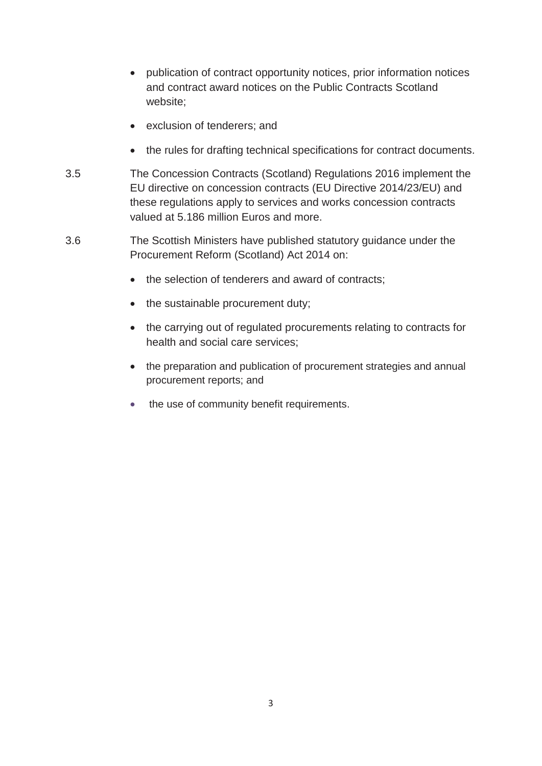- publication of contract opportunity notices, prior information notices and contract award notices on the Public Contracts Scotland website;
- exclusion of tenderers; and
- the rules for drafting technical specifications for contract documents.

3.5 The Concession Contracts (Scotland) Regulations 2016 implement the EU directive on concession contracts (EU Directive 2014/23/EU) and these regulations apply to services and works concession contracts valued at 5.186 million Euros and more.

3.6 The Scottish Ministers have published statutory guidance under the Procurement Reform (Scotland) Act 2014 on:

- the selection of tenderers and award of contracts;
- the sustainable procurement duty;
- the carrying out of regulated procurements relating to contracts for health and social care services;
- the preparation and publication of procurement strategies and annual procurement reports; and
- the use of community benefit requirements.